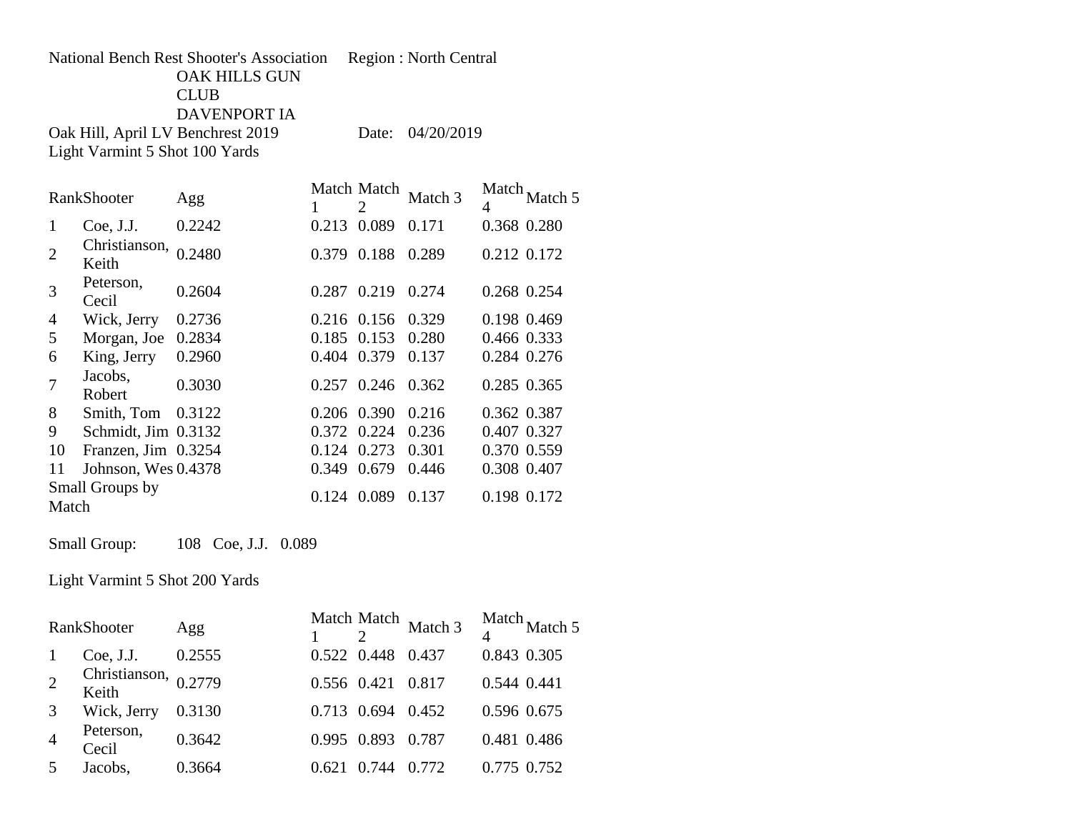National Bench Rest Shooter's Association    Region : North Central

OAK HILLS GUN CLUB
DAVENPORT IA

Oak Hill, April LV Benchrest 2019    Date: 04/20/2019

Light Varmint 5 Shot 100 Yards

| Rank | Shooter | Agg | Match 1 | Match 2 | Match 3 | Match 4 | Match 5 |
|---|---|---|---|---|---|---|---|
| 1 | Coe, J.J. | 0.2242 | 0.213 | 0.089 | 0.171 | 0.368 | 0.280 |
| 2 | Christianson, Keith | 0.2480 | 0.379 | 0.188 | 0.289 | 0.212 | 0.172 |
| 3 | Peterson, Cecil | 0.2604 | 0.287 | 0.219 | 0.274 | 0.268 | 0.254 |
| 4 | Wick, Jerry | 0.2736 | 0.216 | 0.156 | 0.329 | 0.198 | 0.469 |
| 5 | Morgan, Joe | 0.2834 | 0.185 | 0.153 | 0.280 | 0.466 | 0.333 |
| 6 | King, Jerry | 0.2960 | 0.404 | 0.379 | 0.137 | 0.284 | 0.276 |
| 7 | Jacobs, Robert | 0.3030 | 0.257 | 0.246 | 0.362 | 0.285 | 0.365 |
| 8 | Smith, Tom | 0.3122 | 0.206 | 0.390 | 0.216 | 0.362 | 0.387 |
| 9 | Schmidt, Jim | 0.3132 | 0.372 | 0.224 | 0.236 | 0.407 | 0.327 |
| 10 | Franzen, Jim | 0.3254 | 0.124 | 0.273 | 0.301 | 0.370 | 0.559 |
| 11 | Johnson, Wes | 0.4378 | 0.349 | 0.679 | 0.446 | 0.308 | 0.407 |
| Small Groups by Match | | | 0.124 | 0.089 | 0.137 | 0.198 | 0.172 |

Small Group: 108 Coe, J.J. 0.089

Light Varmint 5 Shot 200 Yards

| Rank | Shooter | Agg | Match 1 | Match 2 | Match 3 | Match 4 | Match 5 |
|---|---|---|---|---|---|---|---|
| 1 | Coe, J.J. | 0.2555 | 0.522 | 0.448 | 0.437 | 0.843 | 0.305 |
| 2 | Christianson, Keith | 0.2779 | 0.556 | 0.421 | 0.817 | 0.544 | 0.441 |
| 3 | Wick, Jerry | 0.3130 | 0.713 | 0.694 | 0.452 | 0.596 | 0.675 |
| 4 | Peterson, Cecil | 0.3642 | 0.995 | 0.893 | 0.787 | 0.481 | 0.486 |
| 5 | Jacobs, | 0.3664 | 0.621 | 0.744 | 0.772 | 0.775 | 0.752 |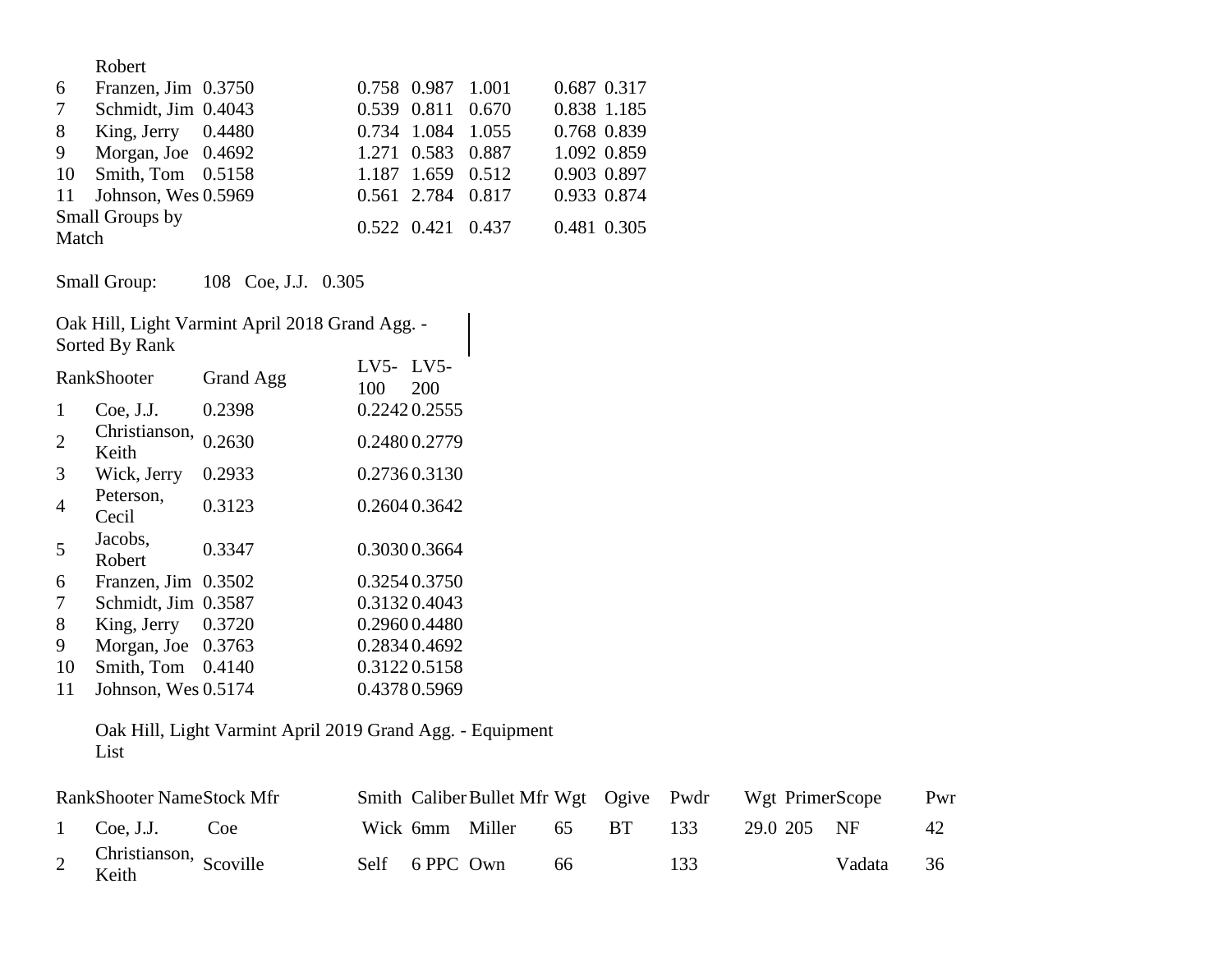| Rank | Shooter | Agg | | | | | |
|---|---|---|---|---|---|---|---|
| | Robert | | | | | | |
| 6 | Franzen, Jim | 0.3750 | 0.758 | 0.987 | 1.001 | 0.687 | 0.317 |
| 7 | Schmidt, Jim | 0.4043 | 0.539 | 0.811 | 0.670 | 0.838 | 1.185 |
| 8 | King, Jerry | 0.4480 | 0.734 | 1.084 | 1.055 | 0.768 | 0.839 |
| 9 | Morgan, Joe | 0.4692 | 1.271 | 0.583 | 0.887 | 1.092 | 0.859 |
| 10 | Smith, Tom | 0.5158 | 1.187 | 1.659 | 0.512 | 0.903 | 0.897 |
| 11 | Johnson, Wes | 0.5969 | 0.561 | 2.784 | 0.817 | 0.933 | 0.874 |
| Small Groups by Match | | | 0.522 | 0.421 | 0.437 | 0.481 | 0.305 |

Small Group: 108 Coe, J.J. 0.305

Oak Hill, Light Varmint April 2018 Grand Agg. - Sorted By Rank

| Rank | Shooter | Grand Agg | LV5-100 | LV5-200 |
|---|---|---|---|---|
| 1 | Coe, J.J. | 0.2398 | 0.2242 | 0.2555 |
| 2 | Christianson, Keith | 0.2630 | 0.2480 | 0.2779 |
| 3 | Wick, Jerry | 0.2933 | 0.2736 | 0.3130 |
| 4 | Peterson, Cecil | 0.3123 | 0.2604 | 0.3642 |
| 5 | Jacobs, Robert | 0.3347 | 0.3030 | 0.3664 |
| 6 | Franzen, Jim | 0.3502 | 0.3254 | 0.3750 |
| 7 | Schmidt, Jim | 0.3587 | 0.3132 | 0.4043 |
| 8 | King, Jerry | 0.3720 | 0.2960 | 0.4480 |
| 9 | Morgan, Joe | 0.3763 | 0.2834 | 0.4692 |
| 10 | Smith, Tom | 0.4140 | 0.3122 | 0.5158 |
| 11 | Johnson, Wes | 0.5174 | 0.4378 | 0.5969 |

Oak Hill, Light Varmint April 2019 Grand Agg. - Equipment List

| Rank | Shooter Name | Stock Mfr | Smith | Caliber | Bullet Mfr | Wgt | Ogive | Pwdr | Wgt | Primer | Scope | Pwr |
|---|---|---|---|---|---|---|---|---|---|---|---|---|
| 1 | Coe, J.J. | Coe | Wick | 6mm | Miller | 65 | BT | 133 | 29.0 | 205 | NF | 42 |
| 2 | Christianson, Keith | Scoville | Self | 6 PPC | Own | 66 | | 133 | | | Vadata | 36 |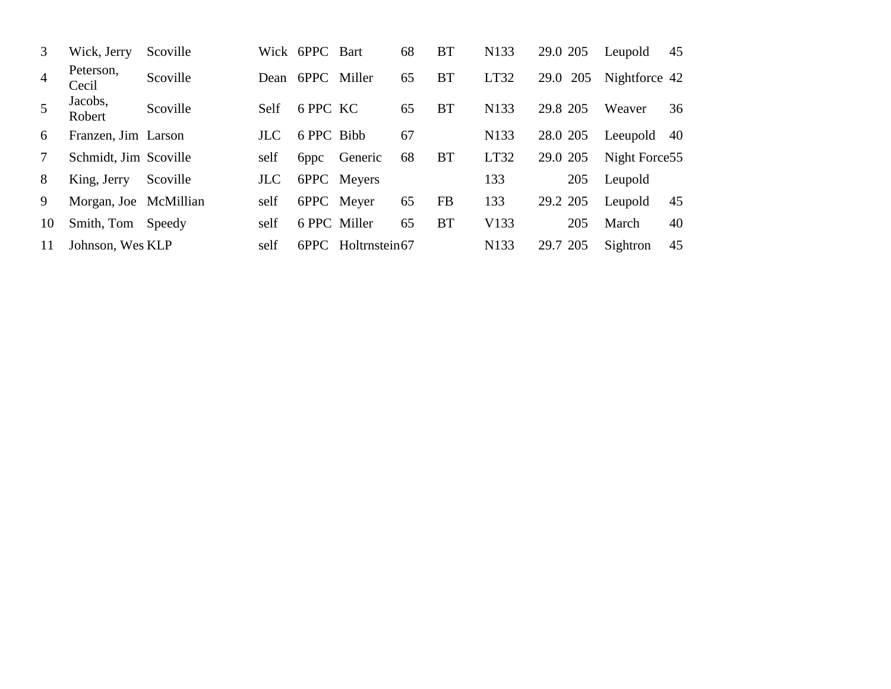| | | | | | | | | | | | | |
|---|---|---|---|---|---|---|---|---|---|---|---|---|
| 3 | Wick, Jerry | Scoville | Wick | 6PPC | Bart | 68 | BT | N133 | 29.0 | 205 | Leupold | 45 |
| 4 | Peterson, Cecil | Scoville | Dean | 6PPC | Miller | 65 | BT | LT32 | 29.0 | 205 | Nightforce | 42 |
| 5 | Jacobs, Robert | Scoville | Self | 6 PPC | KC | 65 | BT | N133 | 29.8 | 205 | Weaver | 36 |
| 6 | Franzen, Jim | Larson | JLC | 6 PPC | Bibb | 67 | | N133 | 28.0 | 205 | Leeupold | 40 |
| 7 | Schmidt, Jim | Scoville | self | 6ppc | Generic | 68 | BT | LT32 | 29.0 | 205 | Night Force | 55 |
| 8 | King, Jerry | Scoville | JLC | 6PPC | Meyers | | | 133 | | 205 | Leupold | |
| 9 | Morgan, Joe | McMillian | self | 6PPC | Meyer | 65 | FB | 133 | 29.2 | 205 | Leupold | 45 |
| 10 | Smith, Tom | Speedy | self | 6 PPC | Miller | 65 | BT | V133 | | 205 | March | 40 |
| 11 | Johnson, Wes | KLP | self | 6PPC | Holtrnstein | 67 | | N133 | 29.7 | 205 | Sightron | 45 |